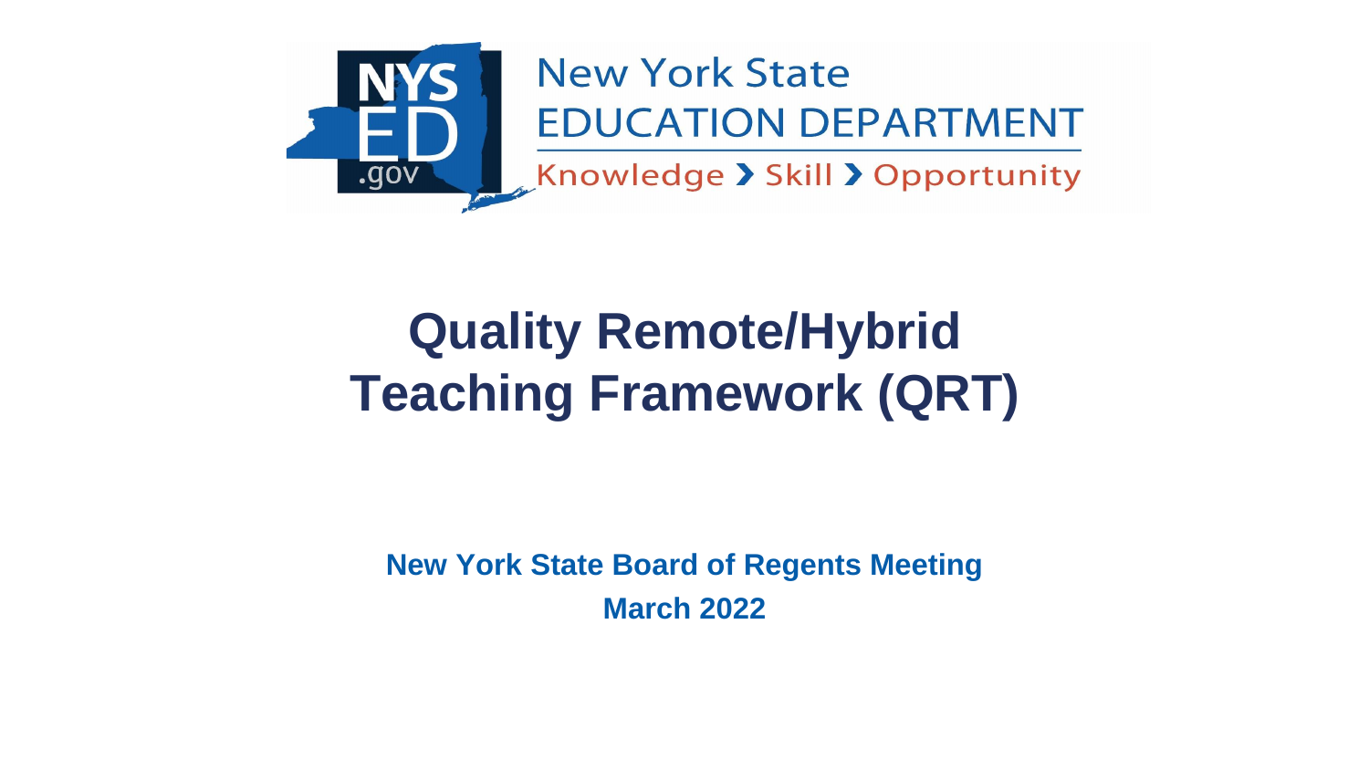New York State EDUCATION DEPARTMENT

Knowledge > Skill > Opportunity

# Quality Remote/Hybrid Teaching Framework (QRT)

**New York State Board of Regents Meeting**

**March 2022**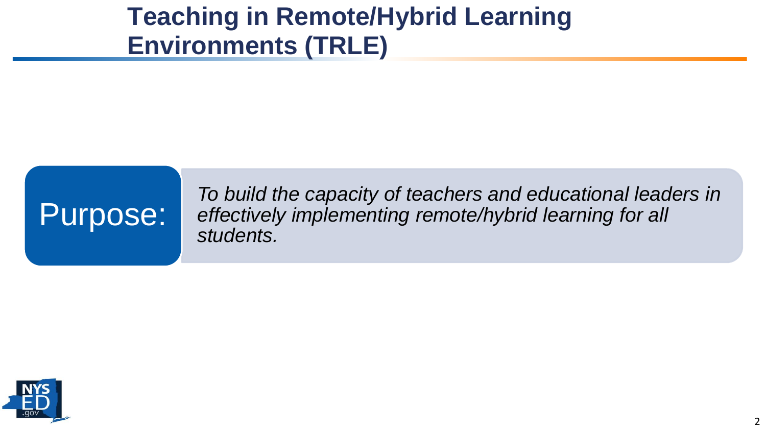# Teaching in Remote/Hybrid Learning Environments (TRLE)

**Purpose:** *To build the capacity of teachers and educational leaders in effectively implementing remote/hybrid learning for all students.*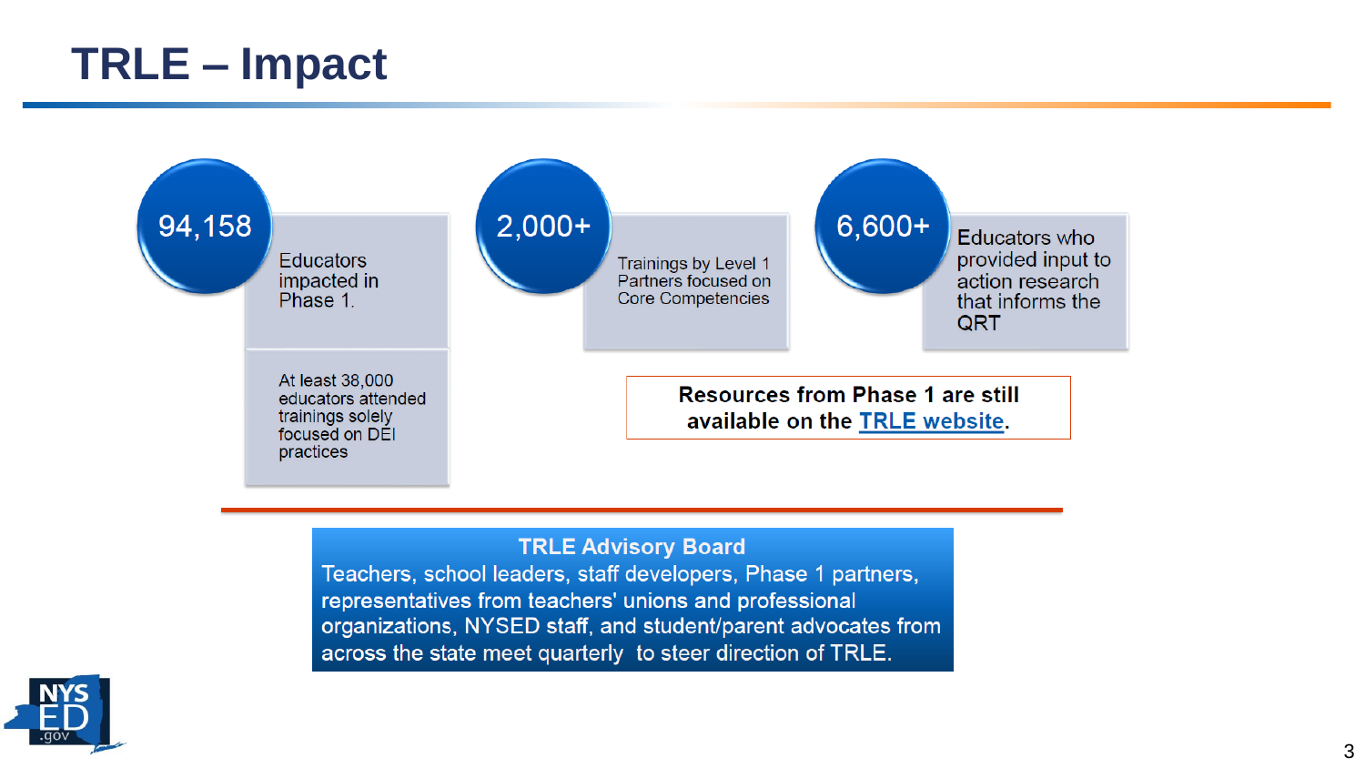# TRLE – Impact

**94,158**
Educators impacted in Phase 1.

At least 38,000 educators attended trainings solely focused on DEI practices

**2,000+**
Trainings by Level 1 Partners focused on Core Competencies

**6,600+**
Educators who provided input to action research that informs the QRT

**Resources from Phase 1 are still available on the TRLE website.**

**TRLE Advisory Board**
Teachers, school leaders, staff developers, Phase 1 partners, representatives from teachers' unions and professional organizations, NYSED staff, and student/parent advocates from across the state meet quarterly to steer direction of TRLE.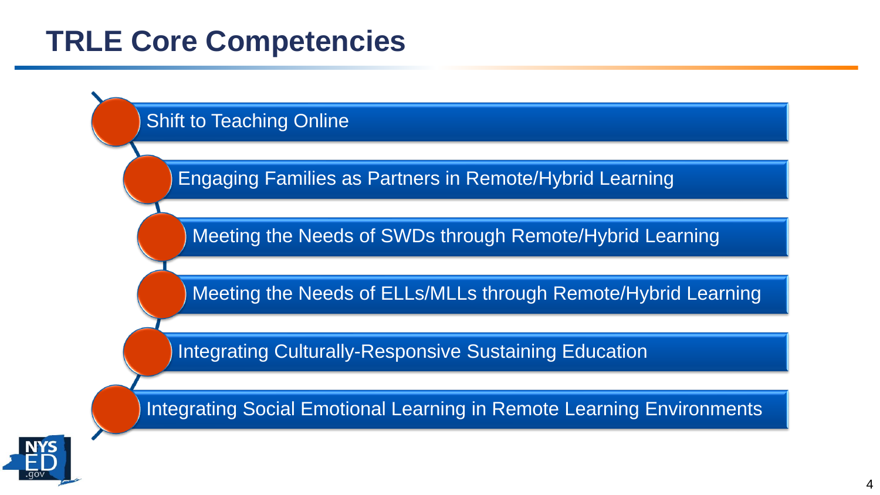# TRLE Core Competencies

- Shift to Teaching Online
- Engaging Families as Partners in Remote/Hybrid Learning
- Meeting the Needs of SWDs through Remote/Hybrid Learning
- Meeting the Needs of ELLs/MLLs through Remote/Hybrid Learning
- Integrating Culturally-Responsive Sustaining Education
- Integrating Social Emotional Learning in Remote Learning Environments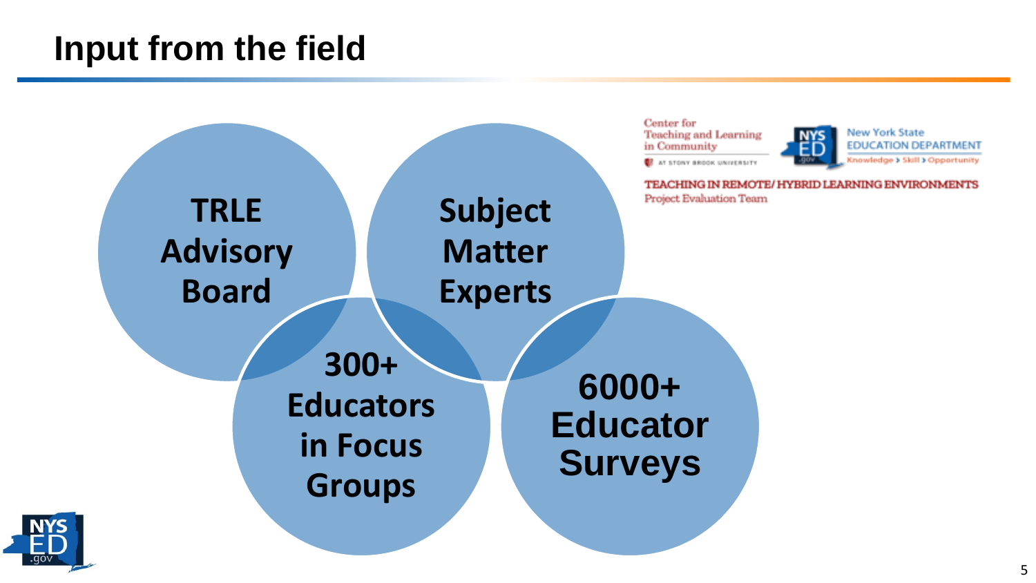# Input from the field

Center for Teaching and Learning in Community AT STONY BROOK UNIVERSITY

New York State EDUCATION DEPARTMENT Knowledge > Skill > Opportunity

TEACHING IN REMOTE/HYBRID LEARNING ENVIRONMENTS Project Evaluation Team

- TRLE Advisory Board
- Subject Matter Experts
- 300+ Educators in Focus Groups
- 6000+ Educator Surveys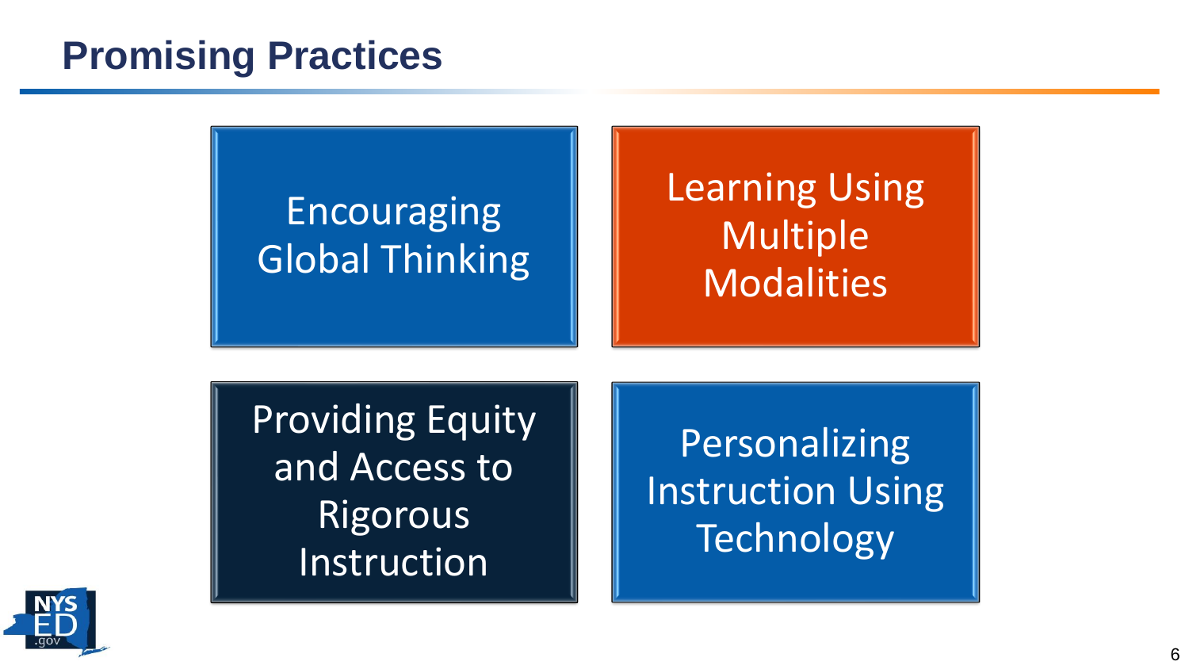## Promising Practices

- Encouraging Global Thinking
- Learning Using Multiple Modalities
- Providing Equity and Access to Rigorous Instruction
- Personalizing Instruction Using Technology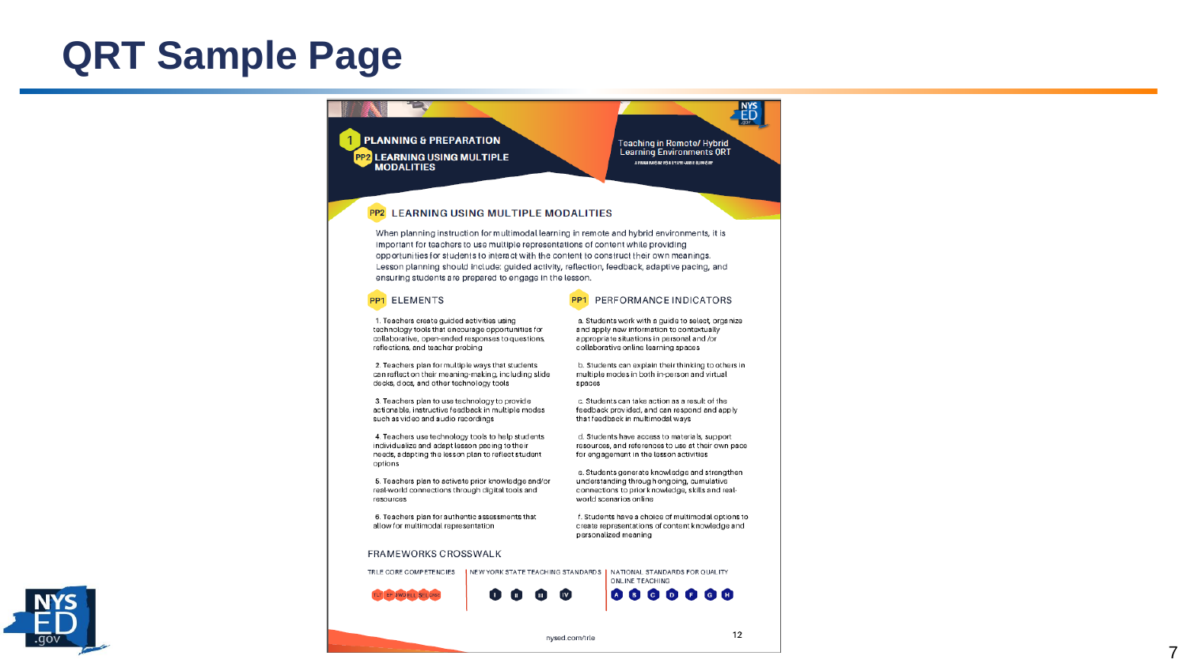# QRT Sample Page

1 PLANNING & PREPARATION

PP2 LEARNING USING MULTIPLE MODALITIES

Teaching in Remote/ Hybrid Learning Environments QRT

## PP2 LEARNING USING MULTIPLE MODALITIES

When planning instruction for multimodal learning in remote and hybrid environments, it is important for teachers to use multiple representations of content while providing opportunities for students to interact with the content to construct their own meanings. Lesson planning should include: guided activity, reflection, feedback, adaptive pacing, and ensuring students are prepared to engage in the lesson.

### PP1 ELEMENTS

1. Teachers create guided activities using technology tools that encourage opportunities for collaborative, open-ended responses to questions, reflections, and teacher probing
2. Teachers plan for multiple ways that students can reflect on their meaning-making, including slide decks, docs, and other technology tools
3. Teachers plan to use technology to provide actionable, instructive feedback in multiple modes such as video and audio recordings
4. Teachers use technology tools to help students individualize and adapt lesson pacing to their needs, adapting the lesson plan to reflect student options
5. Teachers plan to activate prior knowledge and/or real-world connections through digital tools and resources
6. Teachers plan for authentic assessments that allow for multimodal representation

### PP1 PERFORMANCE INDICATORS

a. Students work with a guide to select, organize and apply new information to contextually appropriate situations in personal and /or collaborative online learning spaces

b. Students can explain their thinking to others in multiple modes in both in-person and virtual spaces

c. Students can take action as a result of the feedback provided, and can respond and apply that feedback in multimodal ways

d. Students have access to materials, support resources, and references to use at their own pace for engagement in the lesson activities

e. Students generate knowledge and strengthen understanding through ongoing, cumulative connections to prior knowledge, skills and real-world scenarios online

f. Students have a choice of multimodal options to create representations of content knowledge and personalized meaning

### FRAMEWORKS CROSSWALK

| TRLE CORE COMPETENCIES | NEW YORK STATE TEACHING STANDARDS | NATIONAL STANDARDS FOR QUALITY ONLINE TEACHING |
|---|---|---|
| TL, EP, SW, OLL, SEL, CRE | I, II, III, IV | A, B, C, D, F, G, H |

nysed.gov/trle

12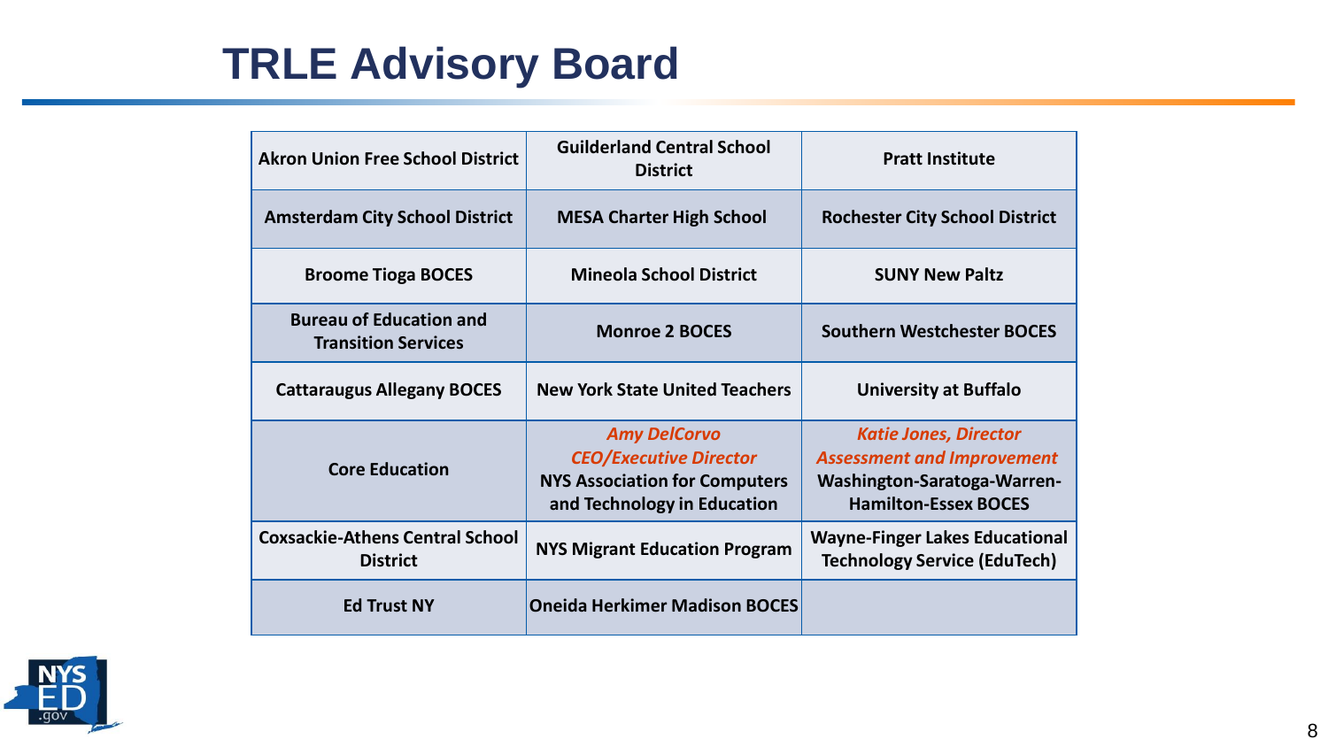# TRLE Advisory Board

| | | |
|---|---|---|
| **Akron Union Free School District** | **Guilderland Central School District** | **Pratt Institute** |
| **Amsterdam City School District** | **MESA Charter High School** | **Rochester City School District** |
| **Broome Tioga BOCES** | **Mineola School District** | **SUNY New Paltz** |
| **Bureau of Education and Transition Services** | **Monroe 2 BOCES** | **Southern Westchester BOCES** |
| **Cattaraugus Allegany BOCES** | **New York State United Teachers** | **University at Buffalo** |
| **Core Education** | ***Amy DelCorvo*** ***CEO/Executive Director*** **NYS Association for Computers and Technology in Education** | ***Katie Jones, Director*** ***Assessment and Improvement*** **Washington-Saratoga-Warren-Hamilton-Essex BOCES** |
| **Coxsackie-Athens Central School District** | **NYS Migrant Education Program** | **Wayne-Finger Lakes Educational Technology Service (EduTech)** |
| **Ed Trust NY** | **Oneida Herkimer Madison BOCES** | |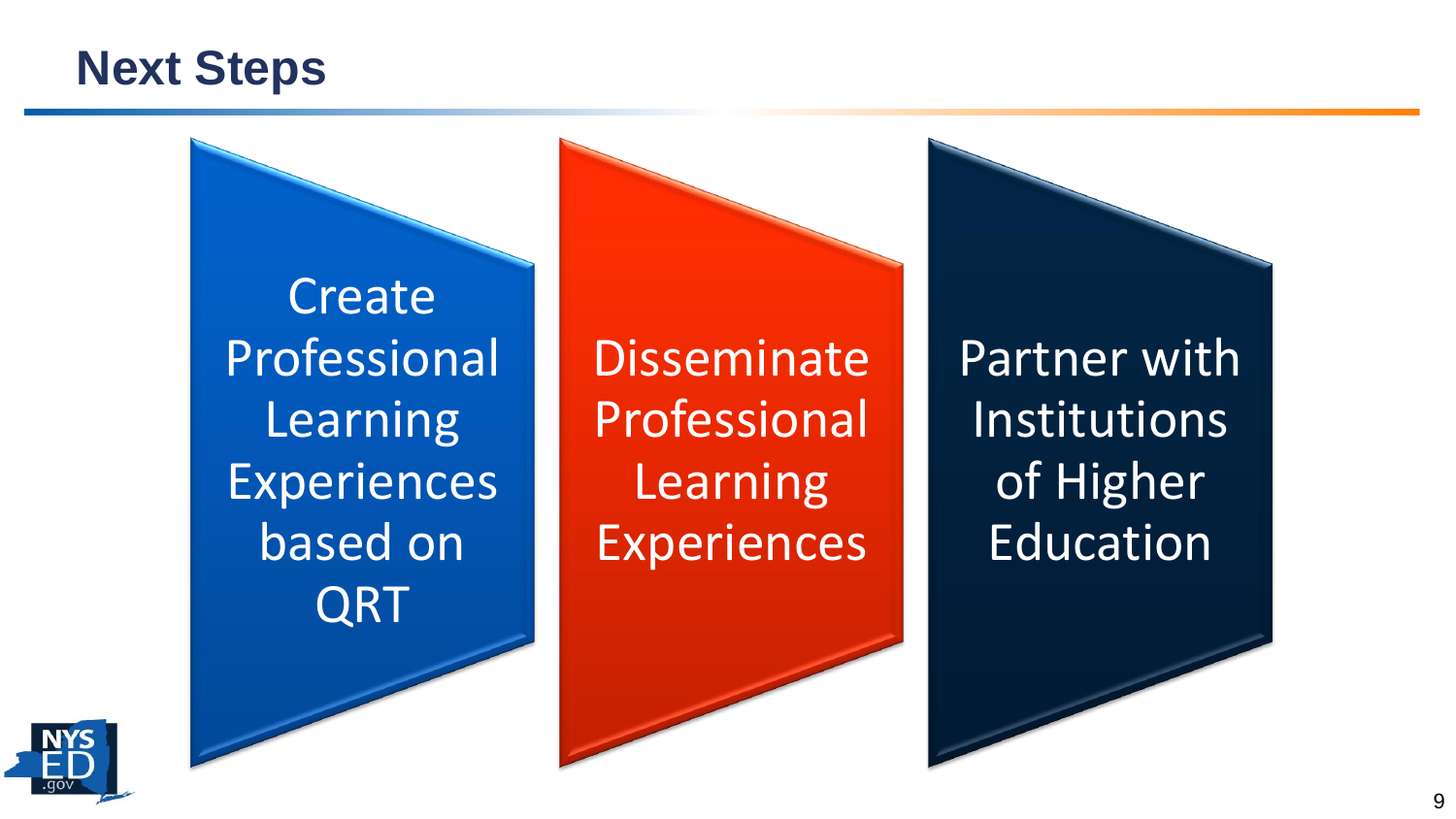# Next Steps

- Create Professional Learning Experiences based on QRT
- Disseminate Professional Learning Experiences
- Partner with Institutions of Higher Education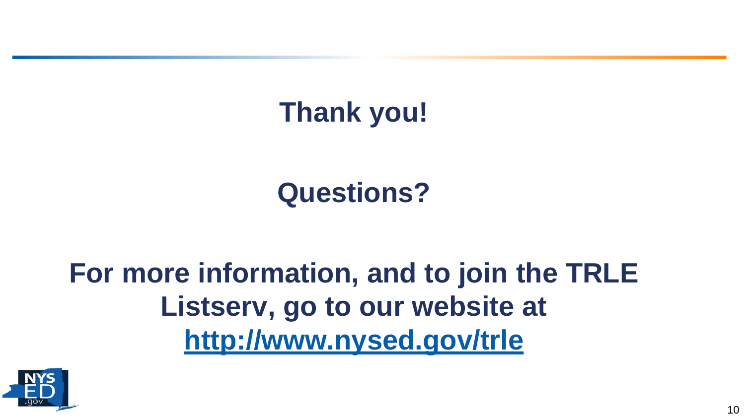## Thank you!

## Questions?

**For more information, and to join the TRLE Listserv, go to our website at [http://www.nysed.gov/trle](http://www.nysed.gov/trle)**